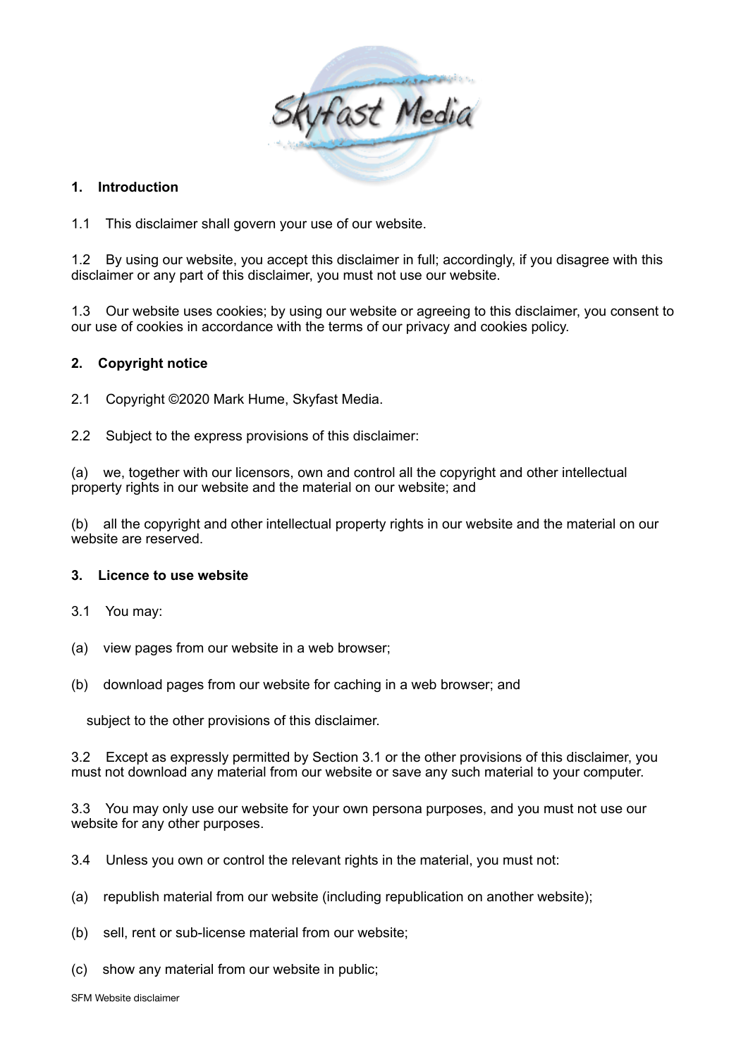## 1. Introduction

1.1 This disclaimer shall govern your use of our website.

1.2 By using our website, you accept this disclaimer in full; accordingly, if you disagree with this disclaimer or any part of this disclaimer, you must not use our website.

1.3 Our website uses cookies; by using our website or agreeing to this disclaimer, you consent to our use of cookies in accordance with the terms of our privacy and cookies policy.

## 2. Copyright notice

2.1 Copyright ©2020 Mark Hume, Skyfast Media.

2.2 Subject to the express provisions of this disclaimer:

(a) we, together with our licensors, own and control all the copyright and other intellectual property rights in our website and the material on our website; and

(b) all the copyright and other intellectual property rights in our website and the material on our website are reserved.

## 3. Licence to use website

3.1 You may:

(a) view pages from our website in a web browser;

(b) download pages from our website for caching in a web browser; and

subject to the other provisions of this disclaimer.

3.2 Except as expressly permitted by Section 3.1 or the other provisions of this disclaimer, you must not download any material from our website or save any such material to your computer.

3.3 You may only use our website for your own persona purposes, and you must not use our website for any other purposes.

3.4 Unless you own or control the relevant rights in the material, you must not:

(a) republish material from our website (including republication on another website);

(b) sell, rent or sub-license material from our website;

(c) show any material from our website in public;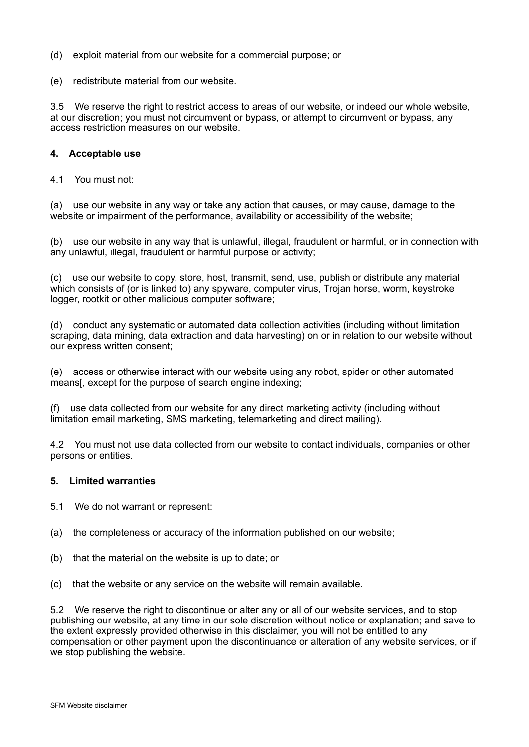(d) exploit material from our website for a commercial purpose; or

(e) redistribute material from our website.

3.5 We reserve the right to restrict access to areas of our website, or indeed our whole website, at our discretion; you must not circumvent or bypass, or attempt to circumvent or bypass, any access restriction measures on our website.

**4. Acceptable use**

4.1 You must not:

(a) use our website in any way or take any action that causes, or may cause, damage to the website or impairment of the performance, availability or accessibility of the website;

(b) use our website in any way that is unlawful, illegal, fraudulent or harmful, or in connection with any unlawful, illegal, fraudulent or harmful purpose or activity;

(c) use our website to copy, store, host, transmit, send, use, publish or distribute any material which consists of (or is linked to) any spyware, computer virus, Trojan horse, worm, keystroke logger, rootkit or other malicious computer software;

(d) conduct any systematic or automated data collection activities (including without limitation scraping, data mining, data extraction and data harvesting) on or in relation to our website without our express written consent;

(e) access or otherwise interact with our website using any robot, spider or other automated means[, except for the purpose of search engine indexing;

(f) use data collected from our website for any direct marketing activity (including without limitation email marketing, SMS marketing, telemarketing and direct mailing).

4.2 You must not use data collected from our website to contact individuals, companies or other persons or entities.

**5. Limited warranties**

5.1 We do not warrant or represent:

(a) the completeness or accuracy of the information published on our website;

(b) that the material on the website is up to date; or

(c) that the website or any service on the website will remain available.

5.2 We reserve the right to discontinue or alter any or all of our website services, and to stop publishing our website, at any time in our sole discretion without notice or explanation; and save to the extent expressly provided otherwise in this disclaimer, you will not be entitled to any compensation or other payment upon the discontinuance or alteration of any website services, or if we stop publishing the website.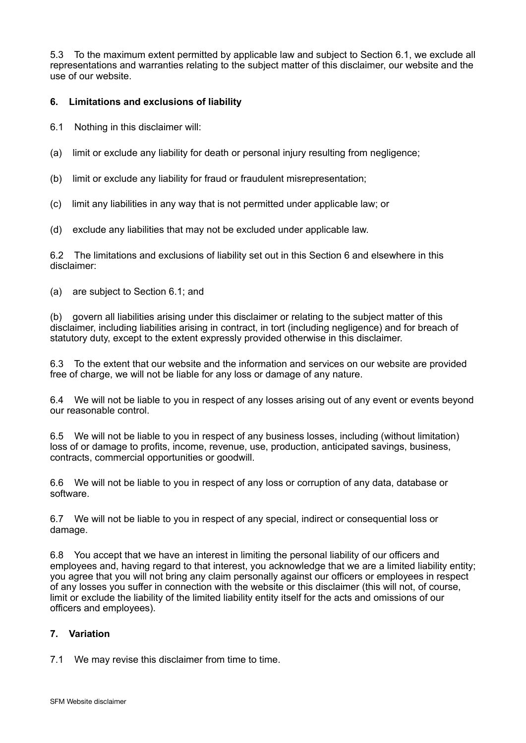5.3 To the maximum extent permitted by applicable law and subject to Section 6.1, we exclude all representations and warranties relating to the subject matter of this disclaimer, our website and the use of our website.

### 6. Limitations and exclusions of liability

6.1 Nothing in this disclaimer will:

(a) limit or exclude any liability for death or personal injury resulting from negligence;

(b) limit or exclude any liability for fraud or fraudulent misrepresentation;

(c) limit any liabilities in any way that is not permitted under applicable law; or

(d) exclude any liabilities that may not be excluded under applicable law.

6.2 The limitations and exclusions of liability set out in this Section 6 and elsewhere in this disclaimer:

(a) are subject to Section 6.1; and

(b) govern all liabilities arising under this disclaimer or relating to the subject matter of this disclaimer, including liabilities arising in contract, in tort (including negligence) and for breach of statutory duty, except to the extent expressly provided otherwise in this disclaimer.

6.3 To the extent that our website and the information and services on our website are provided free of charge, we will not be liable for any loss or damage of any nature.

6.4 We will not be liable to you in respect of any losses arising out of any event or events beyond our reasonable control.

6.5 We will not be liable to you in respect of any business losses, including (without limitation) loss of or damage to profits, income, revenue, use, production, anticipated savings, business, contracts, commercial opportunities or goodwill.

6.6 We will not be liable to you in respect of any loss or corruption of any data, database or software.

6.7 We will not be liable to you in respect of any special, indirect or consequential loss or damage.

6.8 You accept that we have an interest in limiting the personal liability of our officers and employees and, having regard to that interest, you acknowledge that we are a limited liability entity; you agree that you will not bring any claim personally against our officers or employees in respect of any losses you suffer in connection with the website or this disclaimer (this will not, of course, limit or exclude the liability of the limited liability entity itself for the acts and omissions of our officers and employees).

### 7. Variation

7.1 We may revise this disclaimer from time to time.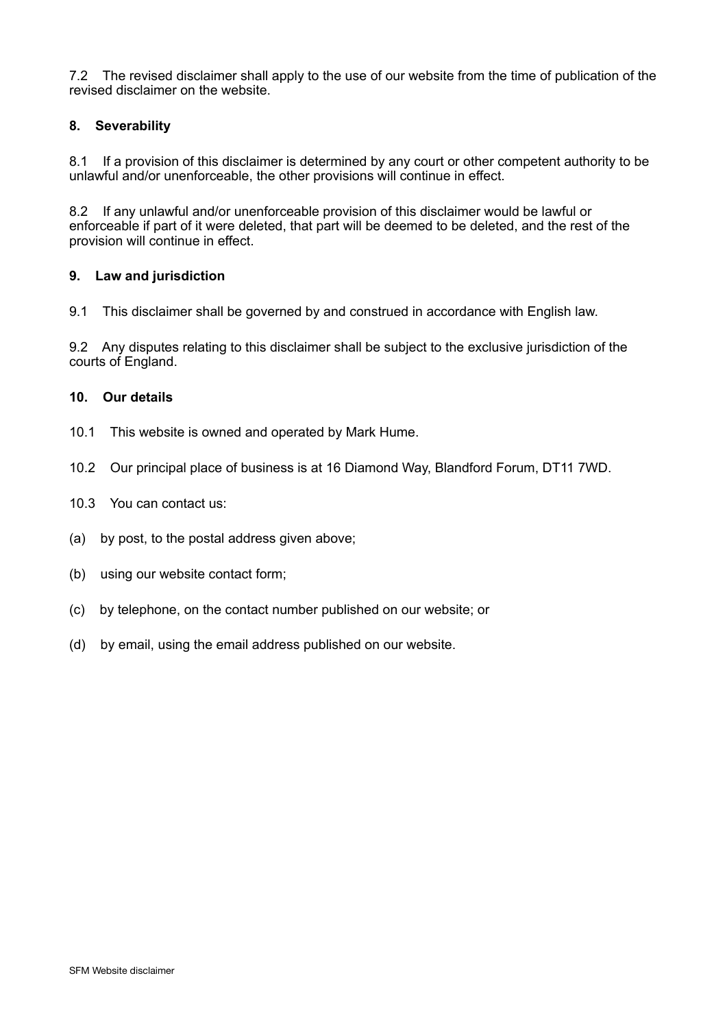7.2 The revised disclaimer shall apply to the use of our website from the time of publication of the revised disclaimer on the website.

## 8. Severability

8.1 If a provision of this disclaimer is determined by any court or other competent authority to be unlawful and/or unenforceable, the other provisions will continue in effect.

8.2 If any unlawful and/or unenforceable provision of this disclaimer would be lawful or enforceable if part of it were deleted, that part will be deemed to be deleted, and the rest of the provision will continue in effect.

## 9. Law and jurisdiction

9.1 This disclaimer shall be governed by and construed in accordance with English law.

9.2 Any disputes relating to this disclaimer shall be subject to the exclusive jurisdiction of the courts of England.

## 10. Our details

10.1 This website is owned and operated by Mark Hume.

10.2 Our principal place of business is at 16 Diamond Way, Blandford Forum, DT11 7WD.

10.3 You can contact us:

(a) by post, to the postal address given above;

(b) using our website contact form;

(c) by telephone, on the contact number published on our website; or

(d) by email, using the email address published on our website.